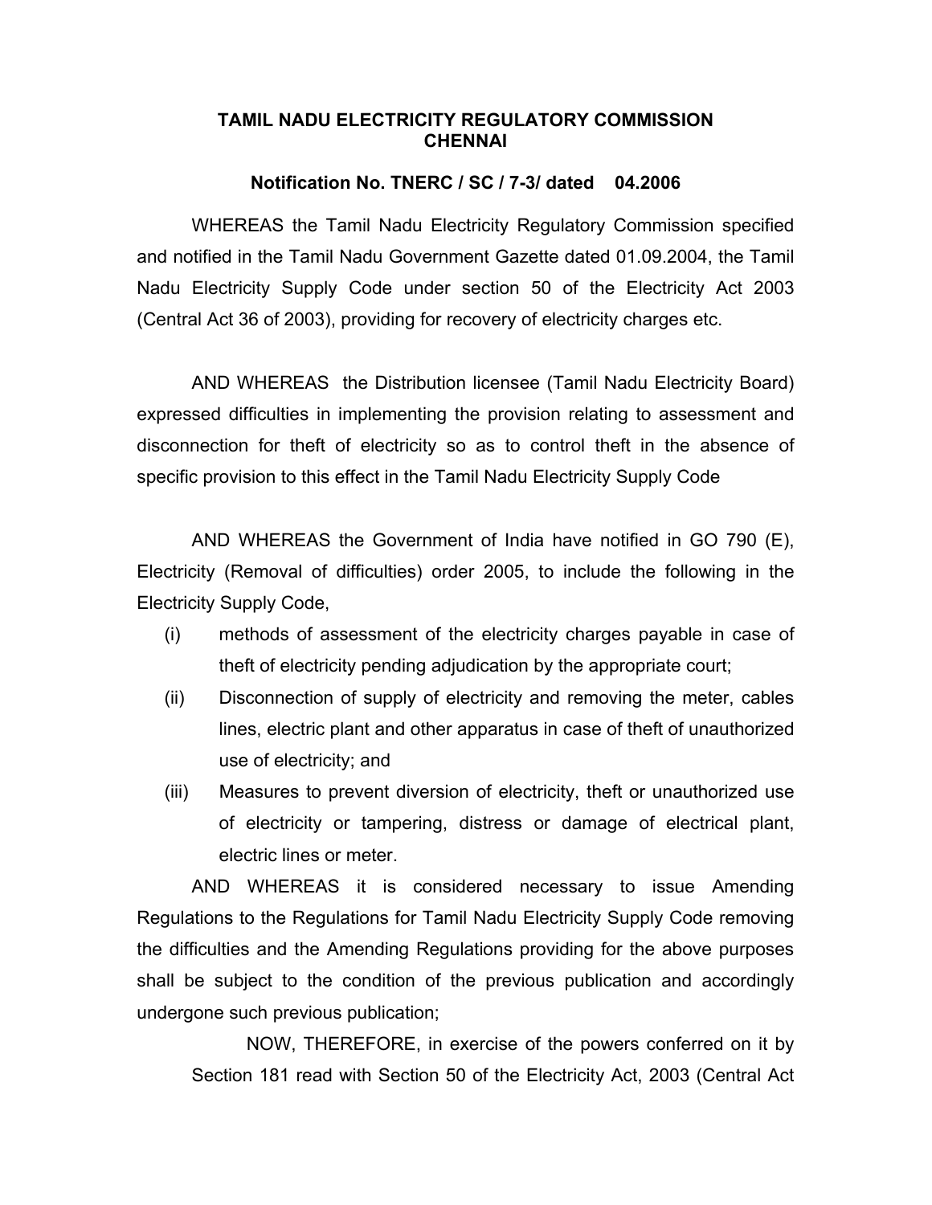**TAMIL NADU ELECTRICITY REGULATORY COMMISSION**
**CHENNAI**

**Notification No. TNERC / SC / 7-3/ dated 04.2006**

WHEREAS the Tamil Nadu Electricity Regulatory Commission specified and notified in the Tamil Nadu Government Gazette dated 01.09.2004, the Tamil Nadu Electricity Supply Code under section 50 of the Electricity Act 2003 (Central Act 36 of 2003), providing for recovery of electricity charges etc.

AND WHEREAS the Distribution licensee (Tamil Nadu Electricity Board) expressed difficulties in implementing the provision relating to assessment and disconnection for theft of electricity so as to control theft in the absence of specific provision to this effect in the Tamil Nadu Electricity Supply Code

AND WHEREAS the Government of India have notified in GO 790 (E), Electricity (Removal of difficulties) order 2005, to include the following in the Electricity Supply Code,

(i) methods of assessment of the electricity charges payable in case of theft of electricity pending adjudication by the appropriate court;

(ii) Disconnection of supply of electricity and removing the meter, cables lines, electric plant and other apparatus in case of theft of unauthorized use of electricity; and

(iii) Measures to prevent diversion of electricity, theft or unauthorized use of electricity or tampering, distress or damage of electrical plant, electric lines or meter.

AND WHEREAS it is considered necessary to issue Amending Regulations to the Regulations for Tamil Nadu Electricity Supply Code removing the difficulties and the Amending Regulations providing for the above purposes shall be subject to the condition of the previous publication and accordingly undergone such previous publication;

NOW, THEREFORE, in exercise of the powers conferred on it by Section 181 read with Section 50 of the Electricity Act, 2003 (Central Act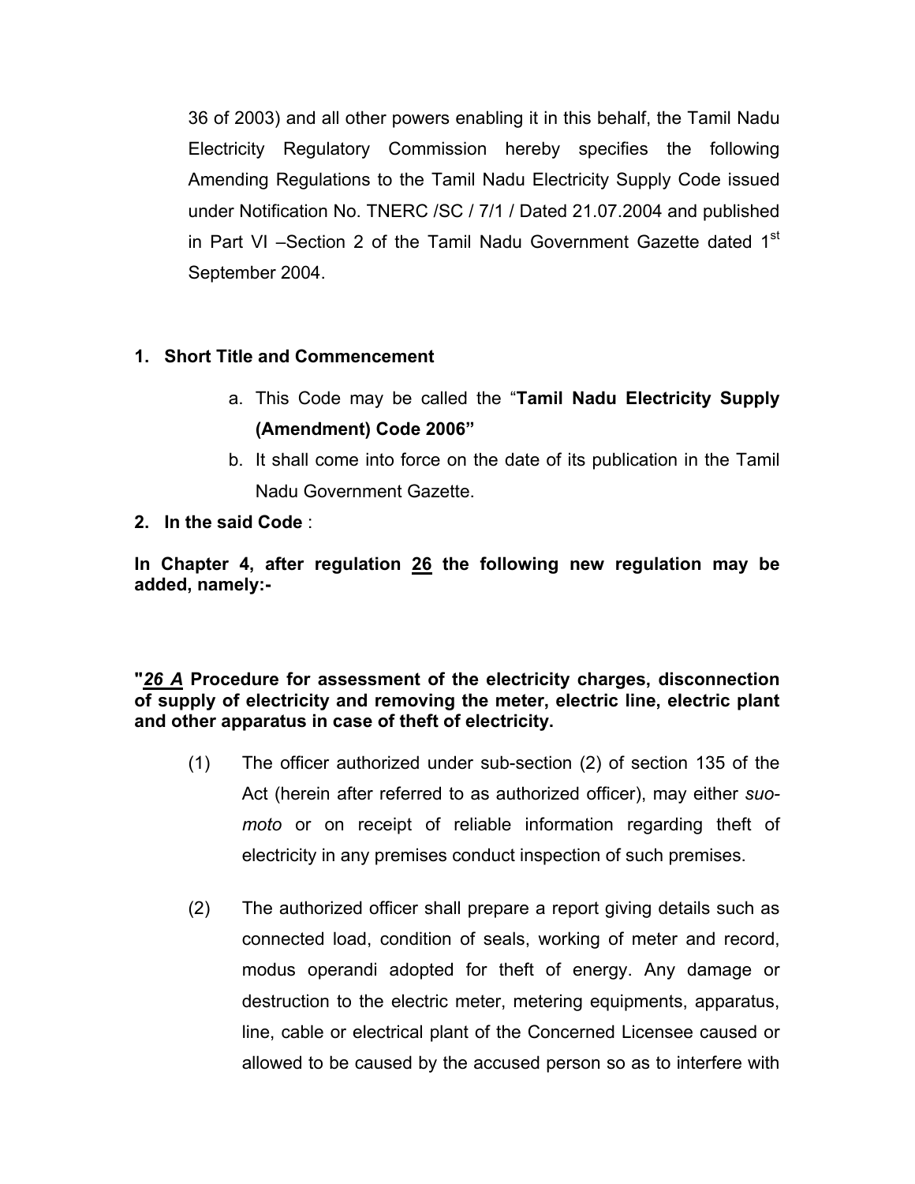36 of 2003) and all other powers enabling it in this behalf, the Tamil Nadu Electricity Regulatory Commission hereby specifies the following Amending Regulations to the Tamil Nadu Electricity Supply Code issued under Notification No. TNERC /SC / 7/1 / Dated 21.07.2004 and published in Part VI –Section 2 of the Tamil Nadu Government Gazette dated 1st September 2004.

1. **Short Title and Commencement**

    a. This Code may be called the "**Tamil Nadu Electricity Supply (Amendment) Code 2006"**

    b. It shall come into force on the date of its publication in the Tamil Nadu Government Gazette.

2. **In the said Code** :

**In Chapter 4, after regulation 26 the following new regulation may be added, namely:-**

**"*26 A* Procedure for assessment of the electricity charges, disconnection of supply of electricity and removing the meter, electric line, electric plant and other apparatus in case of theft of electricity.**

(1) The officer authorized under sub-section (2) of section 135 of the Act (herein after referred to as authorized officer), may either *suo-moto* or on receipt of reliable information regarding theft of electricity in any premises conduct inspection of such premises.

(2) The authorized officer shall prepare a report giving details such as connected load, condition of seals, working of meter and record, modus operandi adopted for theft of energy. Any damage or destruction to the electric meter, metering equipments, apparatus, line, cable or electrical plant of the Concerned Licensee caused or allowed to be caused by the accused person so as to interfere with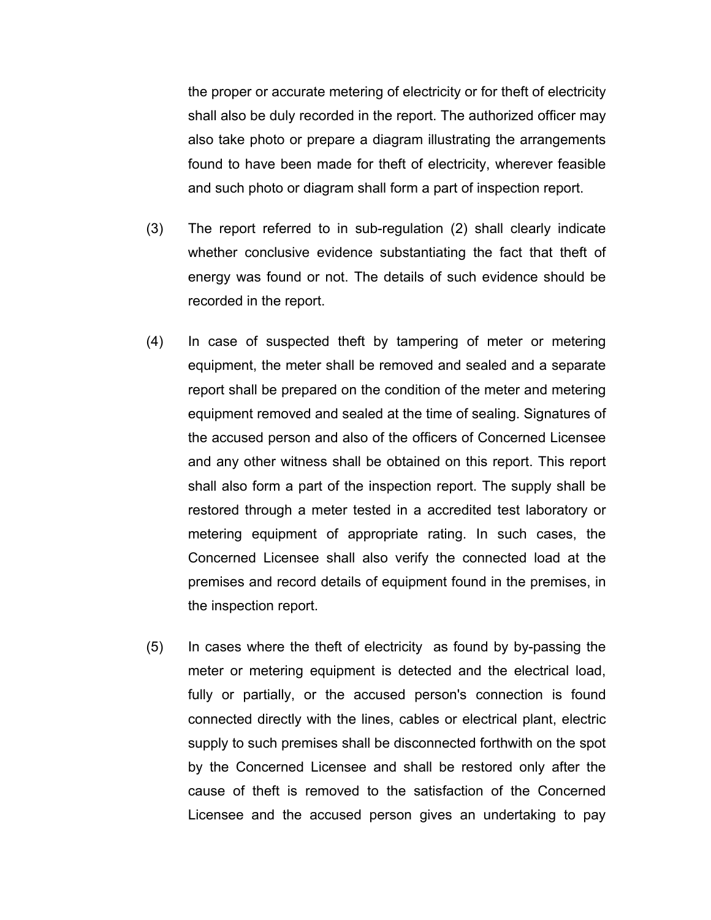the proper or accurate metering of electricity or for theft of electricity shall also be duly recorded in the report. The authorized officer may also take photo or prepare a diagram illustrating the arrangements found to have been made for theft of electricity, wherever feasible and such photo or diagram shall form a part of inspection report.

(3) The report referred to in sub-regulation (2) shall clearly indicate whether conclusive evidence substantiating the fact that theft of energy was found or not. The details of such evidence should be recorded in the report.

(4) In case of suspected theft by tampering of meter or metering equipment, the meter shall be removed and sealed and a separate report shall be prepared on the condition of the meter and metering equipment removed and sealed at the time of sealing. Signatures of the accused person and also of the officers of Concerned Licensee and any other witness shall be obtained on this report. This report shall also form a part of the inspection report. The supply shall be restored through a meter tested in a accredited test laboratory or metering equipment of appropriate rating. In such cases, the Concerned Licensee shall also verify the connected load at the premises and record details of equipment found in the premises, in the inspection report.

(5) In cases where the theft of electricity as found by by-passing the meter or metering equipment is detected and the electrical load, fully or partially, or the accused person's connection is found connected directly with the lines, cables or electrical plant, electric supply to such premises shall be disconnected forthwith on the spot by the Concerned Licensee and shall be restored only after the cause of theft is removed to the satisfaction of the Concerned Licensee and the accused person gives an undertaking to pay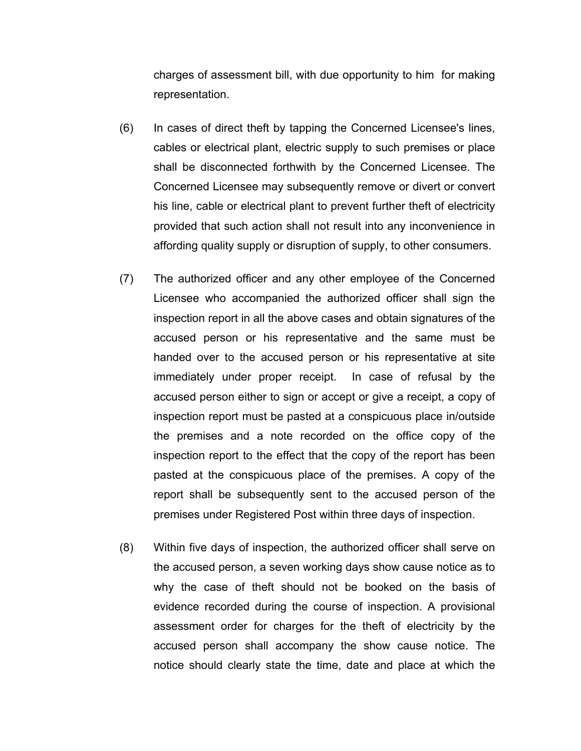charges of assessment bill, with due opportunity to him for making representation.

(6) In cases of direct theft by tapping the Concerned Licensee's lines, cables or electrical plant, electric supply to such premises or place shall be disconnected forthwith by the Concerned Licensee. The Concerned Licensee may subsequently remove or divert or convert his line, cable or electrical plant to prevent further theft of electricity provided that such action shall not result into any inconvenience in affording quality supply or disruption of supply, to other consumers.

(7) The authorized officer and any other employee of the Concerned Licensee who accompanied the authorized officer shall sign the inspection report in all the above cases and obtain signatures of the accused person or his representative and the same must be handed over to the accused person or his representative at site immediately under proper receipt. In case of refusal by the accused person either to sign or accept or give a receipt, a copy of inspection report must be pasted at a conspicuous place in/outside the premises and a note recorded on the office copy of the inspection report to the effect that the copy of the report has been pasted at the conspicuous place of the premises. A copy of the report shall be subsequently sent to the accused person of the premises under Registered Post within three days of inspection.

(8) Within five days of inspection, the authorized officer shall serve on the accused person, a seven working days show cause notice as to why the case of theft should not be booked on the basis of evidence recorded during the course of inspection. A provisional assessment order for charges for the theft of electricity by the accused person shall accompany the show cause notice. The notice should clearly state the time, date and place at which the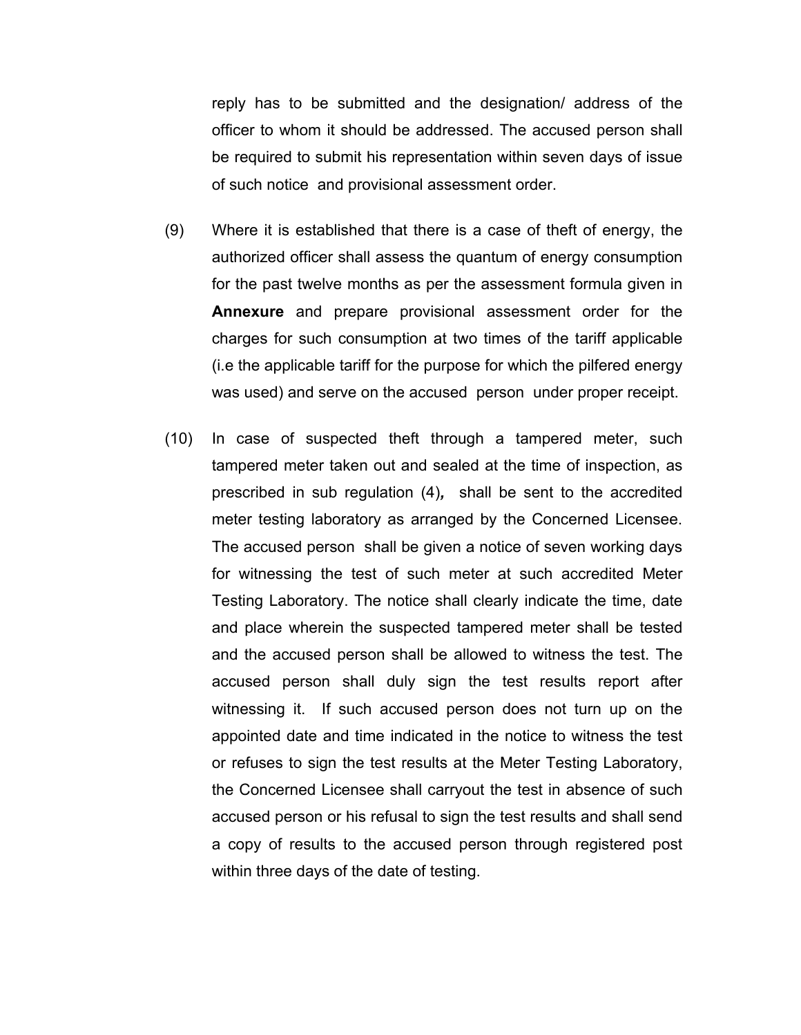reply has to be submitted and the designation/ address of the officer to whom it should be addressed. The accused person shall be required to submit his representation within seven days of issue of such notice and provisional assessment order.

(9) Where it is established that there is a case of theft of energy, the authorized officer shall assess the quantum of energy consumption for the past twelve months as per the assessment formula given in **Annexure** and prepare provisional assessment order for the charges for such consumption at two times of the tariff applicable (i.e the applicable tariff for the purpose for which the pilfered energy was used) and serve on the accused person under proper receipt.

(10) In case of suspected theft through a tampered meter, such tampered meter taken out and sealed at the time of inspection, as prescribed in sub regulation (4), shall be sent to the accredited meter testing laboratory as arranged by the Concerned Licensee. The accused person shall be given a notice of seven working days for witnessing the test of such meter at such accredited Meter Testing Laboratory. The notice shall clearly indicate the time, date and place wherein the suspected tampered meter shall be tested and the accused person shall be allowed to witness the test. The accused person shall duly sign the test results report after witnessing it. If such accused person does not turn up on the appointed date and time indicated in the notice to witness the test or refuses to sign the test results at the Meter Testing Laboratory, the Concerned Licensee shall carryout the test in absence of such accused person or his refusal to sign the test results and shall send a copy of results to the accused person through registered post within three days of the date of testing.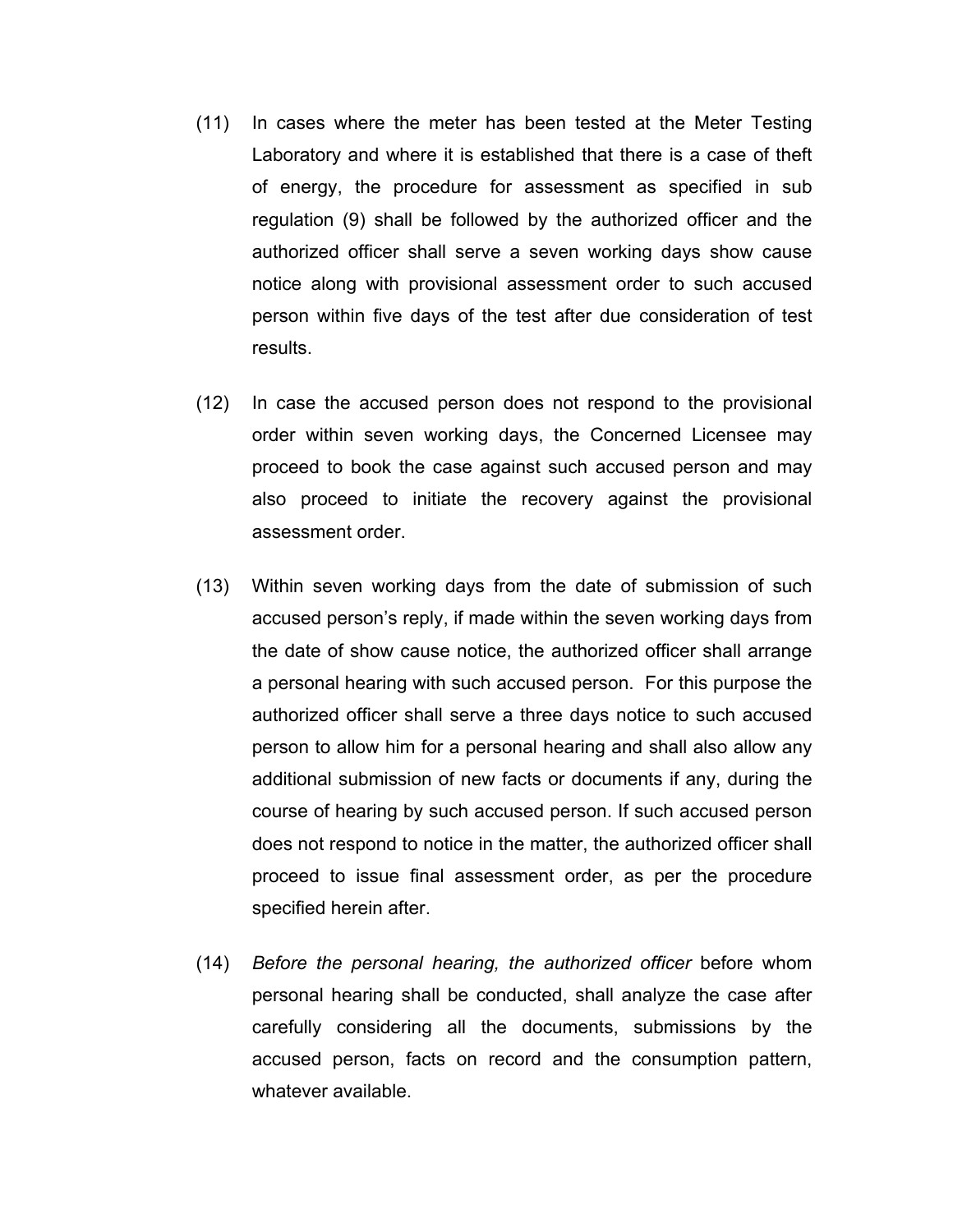(11) In cases where the meter has been tested at the Meter Testing Laboratory and where it is established that there is a case of theft of energy, the procedure for assessment as specified in sub regulation (9) shall be followed by the authorized officer and the authorized officer shall serve a seven working days show cause notice along with provisional assessment order to such accused person within five days of the test after due consideration of test results.

(12) In case the accused person does not respond to the provisional order within seven working days, the Concerned Licensee may proceed to book the case against such accused person and may also proceed to initiate the recovery against the provisional assessment order.

(13) Within seven working days from the date of submission of such accused person's reply, if made within the seven working days from the date of show cause notice, the authorized officer shall arrange a personal hearing with such accused person. For this purpose the authorized officer shall serve a three days notice to such accused person to allow him for a personal hearing and shall also allow any additional submission of new facts or documents if any, during the course of hearing by such accused person. If such accused person does not respond to notice in the matter, the authorized officer shall proceed to issue final assessment order, as per the procedure specified herein after.

(14) *Before the personal hearing, the authorized officer* before whom personal hearing shall be conducted, shall analyze the case after carefully considering all the documents, submissions by the accused person, facts on record and the consumption pattern, whatever available.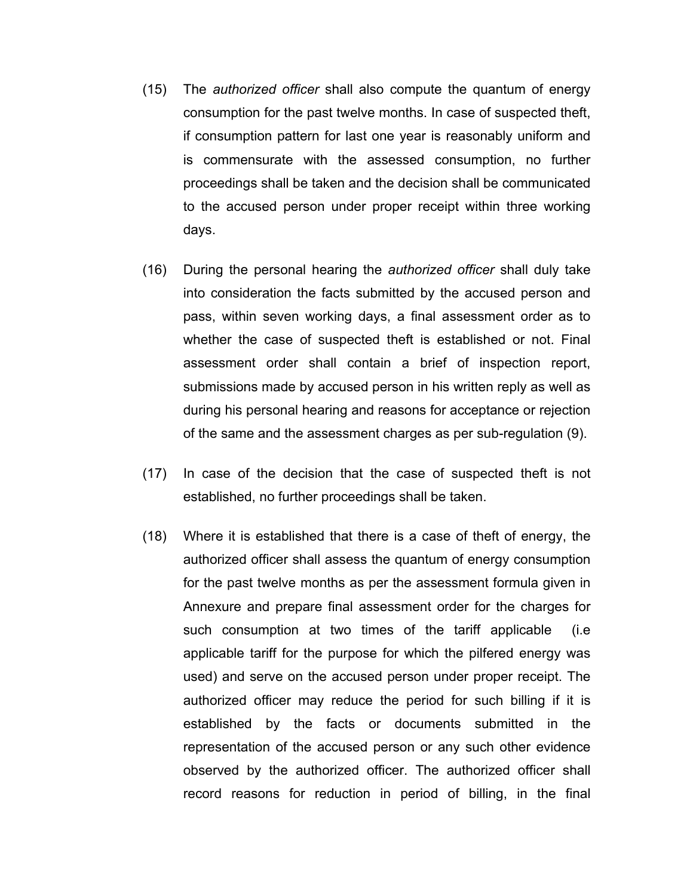(15) The *authorized officer* shall also compute the quantum of energy consumption for the past twelve months. In case of suspected theft, if consumption pattern for last one year is reasonably uniform and is commensurate with the assessed consumption, no further proceedings shall be taken and the decision shall be communicated to the accused person under proper receipt within three working days.

(16) During the personal hearing the *authorized officer* shall duly take into consideration the facts submitted by the accused person and pass, within seven working days, a final assessment order as to whether the case of suspected theft is established or not. Final assessment order shall contain a brief of inspection report, submissions made by accused person in his written reply as well as during his personal hearing and reasons for acceptance or rejection of the same and the assessment charges as per sub-regulation (9).

(17) In case of the decision that the case of suspected theft is not established, no further proceedings shall be taken.

(18) Where it is established that there is a case of theft of energy, the authorized officer shall assess the quantum of energy consumption for the past twelve months as per the assessment formula given in Annexure and prepare final assessment order for the charges for such consumption at two times of the tariff applicable (i.e applicable tariff for the purpose for which the pilfered energy was used) and serve on the accused person under proper receipt. The authorized officer may reduce the period for such billing if it is established by the facts or documents submitted in the representation of the accused person or any such other evidence observed by the authorized officer. The authorized officer shall record reasons for reduction in period of billing, in the final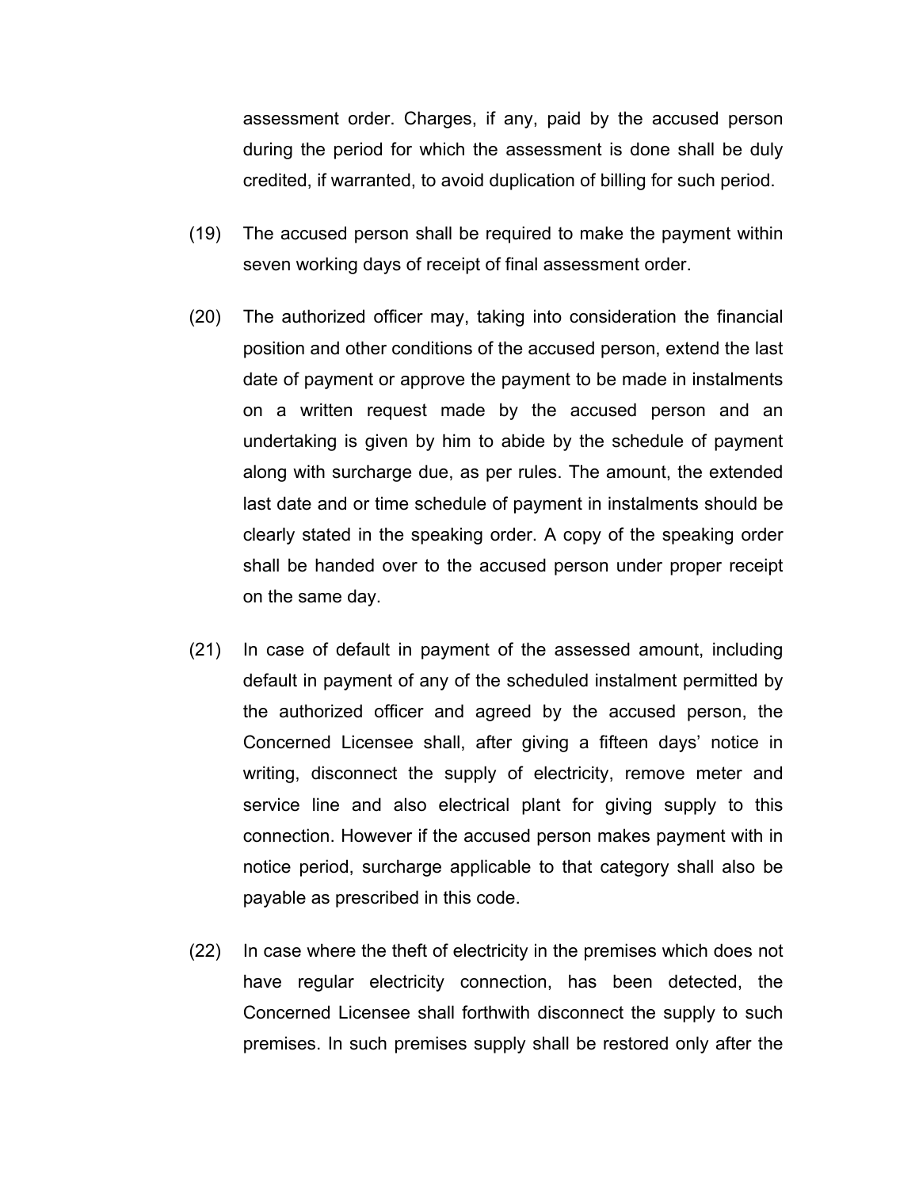assessment order. Charges, if any, paid by the accused person during the period for which the assessment is done shall be duly credited, if warranted, to avoid duplication of billing for such period.

(19) The accused person shall be required to make the payment within seven working days of receipt of final assessment order.

(20) The authorized officer may, taking into consideration the financial position and other conditions of the accused person, extend the last date of payment or approve the payment to be made in instalments on a written request made by the accused person and an undertaking is given by him to abide by the schedule of payment along with surcharge due, as per rules. The amount, the extended last date and or time schedule of payment in instalments should be clearly stated in the speaking order. A copy of the speaking order shall be handed over to the accused person under proper receipt on the same day.

(21) In case of default in payment of the assessed amount, including default in payment of any of the scheduled instalment permitted by the authorized officer and agreed by the accused person, the Concerned Licensee shall, after giving a fifteen days' notice in writing, disconnect the supply of electricity, remove meter and service line and also electrical plant for giving supply to this connection. However if the accused person makes payment with in notice period, surcharge applicable to that category shall also be payable as prescribed in this code.

(22) In case where the theft of electricity in the premises which does not have regular electricity connection, has been detected, the Concerned Licensee shall forthwith disconnect the supply to such premises. In such premises supply shall be restored only after the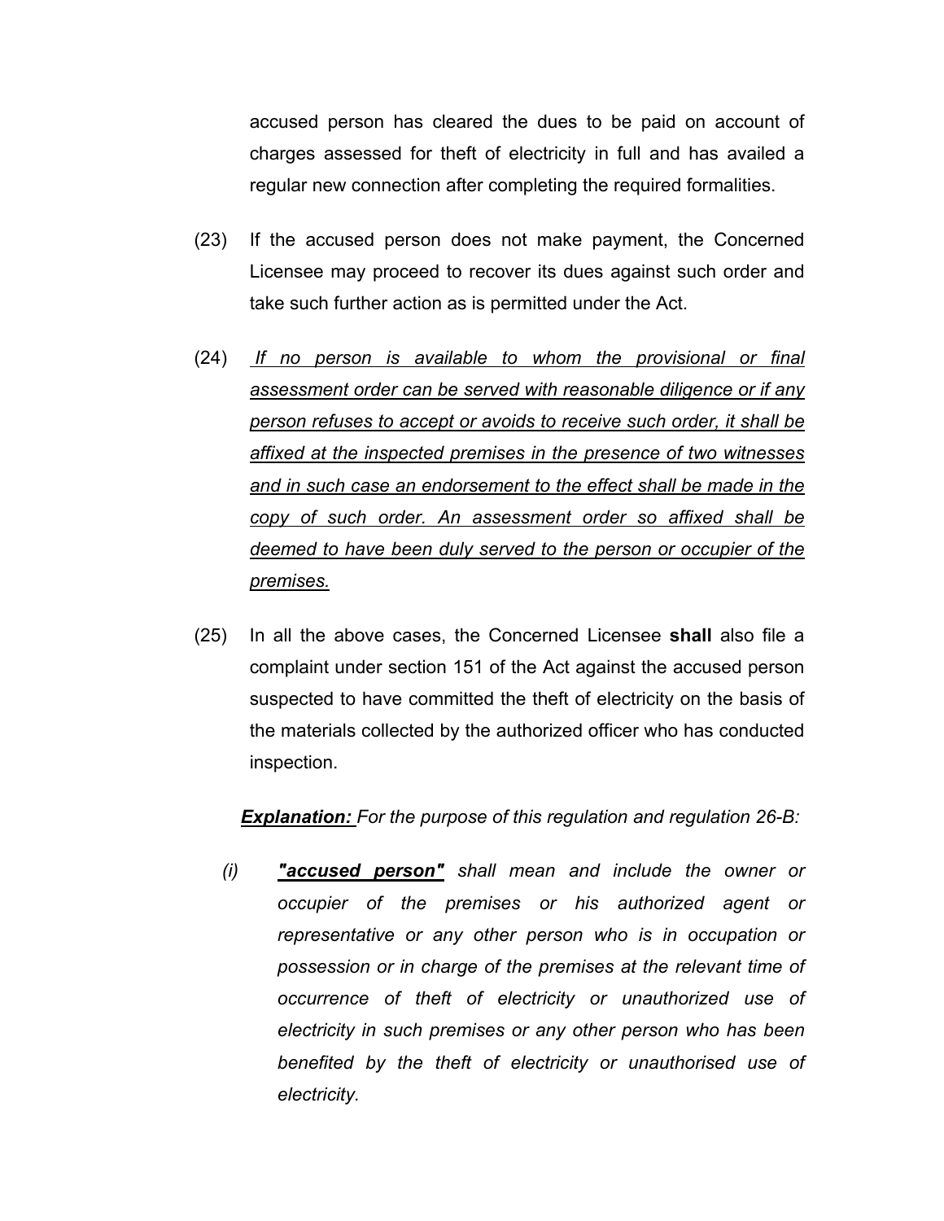accused person has cleared the dues to be paid on account of charges assessed for theft of electricity in full and has availed a regular new connection after completing the required formalities.

(23) If the accused person does not make payment, the Concerned Licensee may proceed to recover its dues against such order and take such further action as is permitted under the Act.

(24) *If no person is available to whom the provisional or final assessment order can be served with reasonable diligence or if any person refuses to accept or avoids to receive such order, it shall be affixed at the inspected premises in the presence of two witnesses and in such case an endorsement to the effect shall be made in the copy of such order. An assessment order so affixed shall be deemed to have been duly served to the person or occupier of the premises.*

(25) In all the above cases, the Concerned Licensee **shall** also file a complaint under section 151 of the Act against the accused person suspected to have committed the theft of electricity on the basis of the materials collected by the authorized officer who has conducted inspection.

***Explanation:*** *For the purpose of this regulation and regulation 26-B:*

*(i)* ***"accused person"*** *shall mean and include the owner or occupier of the premises or his authorized agent or representative or any other person who is in occupation or possession or in charge of the premises at the relevant time of occurrence of theft of electricity or unauthorized use of electricity in such premises or any other person who has been benefited by the theft of electricity or unauthorised use of electricity.*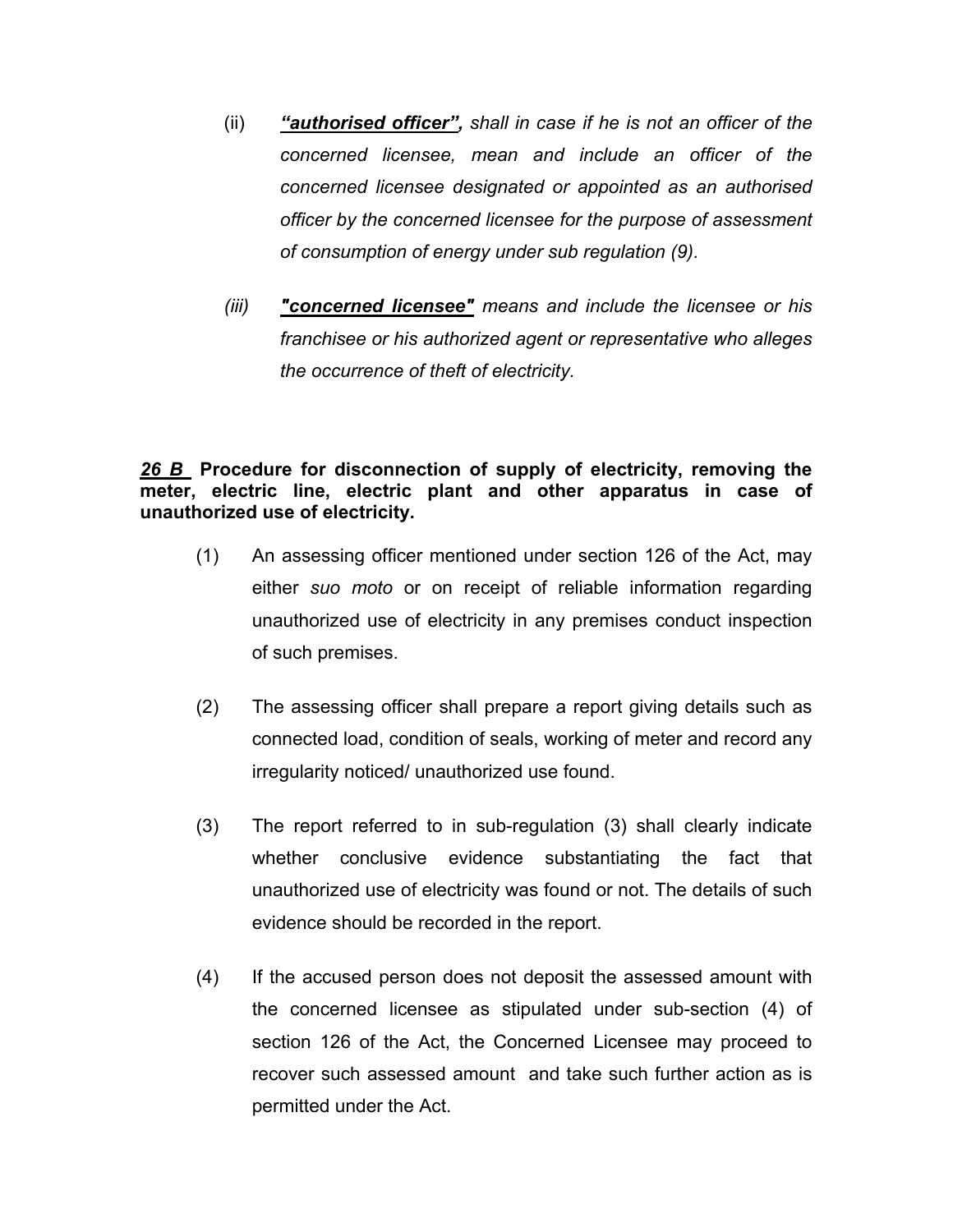(ii) ***"authorised officer",*** *shall in case if he is not an officer of the concerned licensee, mean and include an officer of the concerned licensee designated or appointed as an authorised officer by the concerned licensee for the purpose of assessment of consumption of energy under sub regulation (9).*

*(iii)* ***"concerned licensee"*** *means and include the licensee or his franchisee or his authorized agent or representative who alleges the occurrence of theft of electricity.*

***26 B*** **Procedure for disconnection of supply of electricity, removing the meter, electric line, electric plant and other apparatus in case of unauthorized use of electricity.**

(1) An assessing officer mentioned under section 126 of the Act, may either *suo moto* or on receipt of reliable information regarding unauthorized use of electricity in any premises conduct inspection of such premises.

(2) The assessing officer shall prepare a report giving details such as connected load, condition of seals, working of meter and record any irregularity noticed/ unauthorized use found.

(3) The report referred to in sub-regulation (3) shall clearly indicate whether conclusive evidence substantiating the fact that unauthorized use of electricity was found or not. The details of such evidence should be recorded in the report.

(4) If the accused person does not deposit the assessed amount with the concerned licensee as stipulated under sub-section (4) of section 126 of the Act, the Concerned Licensee may proceed to recover such assessed amount and take such further action as is permitted under the Act.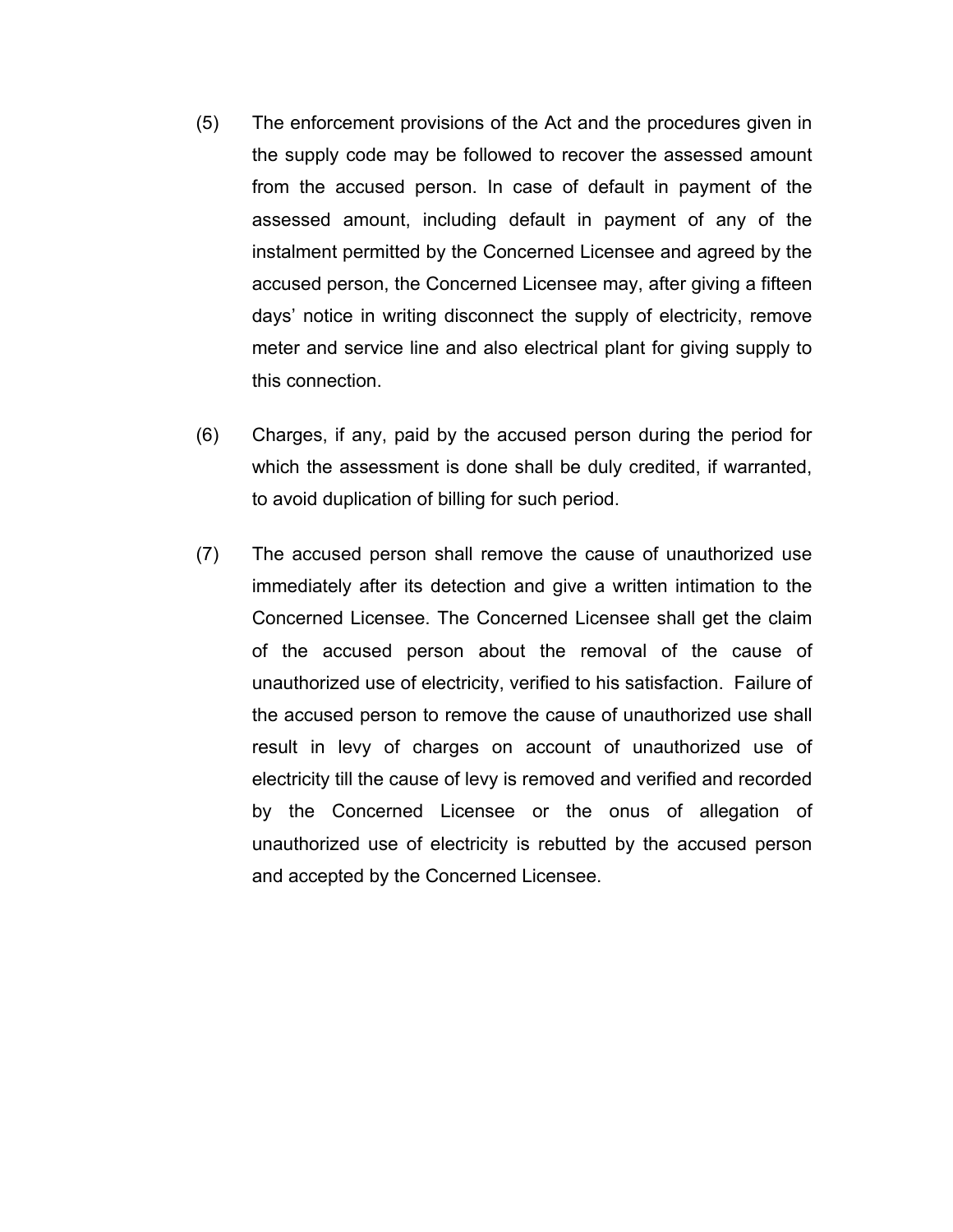(5) The enforcement provisions of the Act and the procedures given in the supply code may be followed to recover the assessed amount from the accused person. In case of default in payment of the assessed amount, including default in payment of any of the instalment permitted by the Concerned Licensee and agreed by the accused person, the Concerned Licensee may, after giving a fifteen days' notice in writing disconnect the supply of electricity, remove meter and service line and also electrical plant for giving supply to this connection.

(6) Charges, if any, paid by the accused person during the period for which the assessment is done shall be duly credited, if warranted, to avoid duplication of billing for such period.

(7) The accused person shall remove the cause of unauthorized use immediately after its detection and give a written intimation to the Concerned Licensee. The Concerned Licensee shall get the claim of the accused person about the removal of the cause of unauthorized use of electricity, verified to his satisfaction. Failure of the accused person to remove the cause of unauthorized use shall result in levy of charges on account of unauthorized use of electricity till the cause of levy is removed and verified and recorded by the Concerned Licensee or the onus of allegation of unauthorized use of electricity is rebutted by the accused person and accepted by the Concerned Licensee.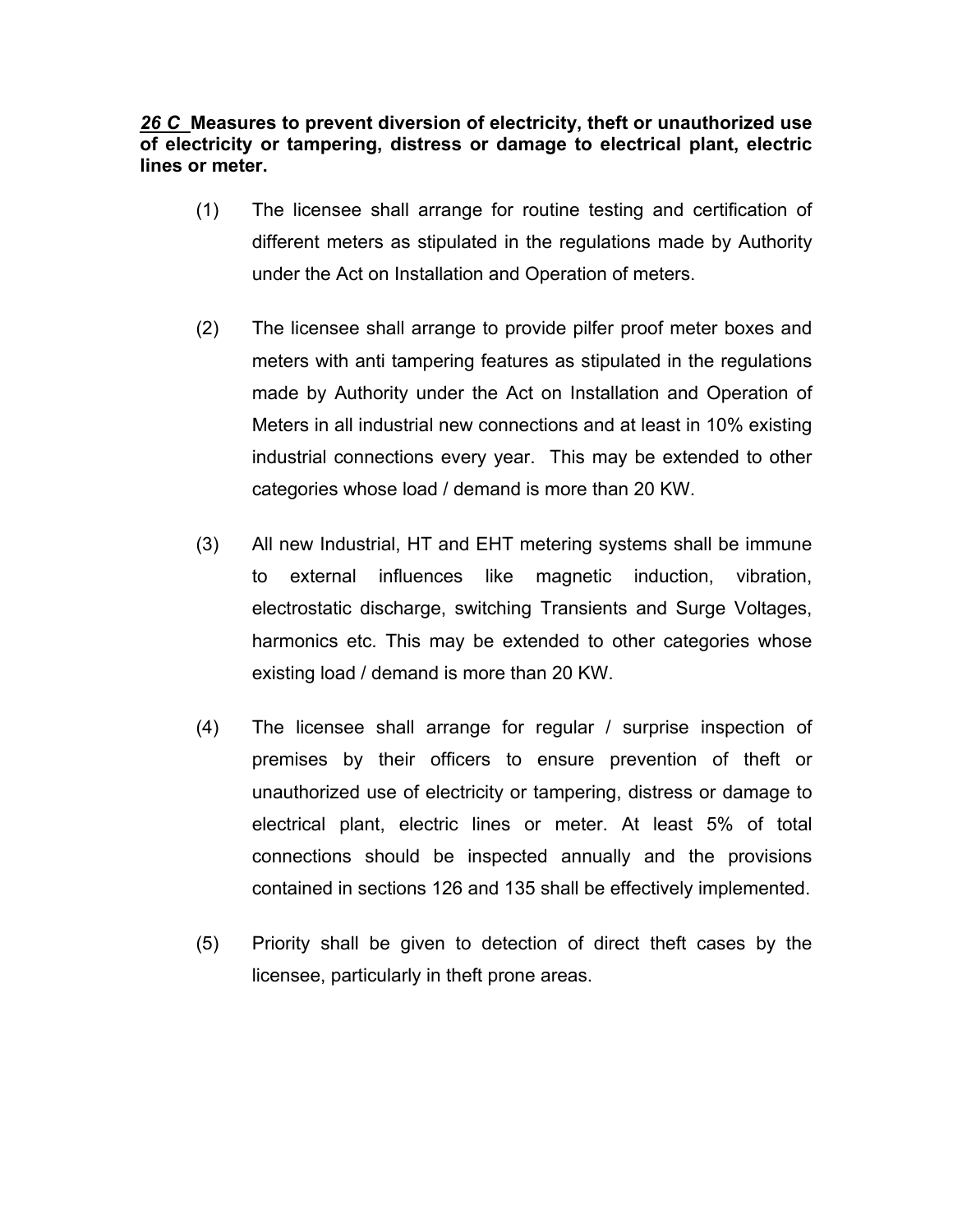***26 C*** **Measures to prevent diversion of electricity, theft or unauthorized use of electricity or tampering, distress or damage to electrical plant, electric lines or meter.**

(1) The licensee shall arrange for routine testing and certification of different meters as stipulated in the regulations made by Authority under the Act on Installation and Operation of meters.

(2) The licensee shall arrange to provide pilfer proof meter boxes and meters with anti tampering features as stipulated in the regulations made by Authority under the Act on Installation and Operation of Meters in all industrial new connections and at least in 10% existing industrial connections every year. This may be extended to other categories whose load / demand is more than 20 KW.

(3) All new Industrial, HT and EHT metering systems shall be immune to external influences like magnetic induction, vibration, electrostatic discharge, switching Transients and Surge Voltages, harmonics etc. This may be extended to other categories whose existing load / demand is more than 20 KW.

(4) The licensee shall arrange for regular / surprise inspection of premises by their officers to ensure prevention of theft or unauthorized use of electricity or tampering, distress or damage to electrical plant, electric lines or meter. At least 5% of total connections should be inspected annually and the provisions contained in sections 126 and 135 shall be effectively implemented.

(5) Priority shall be given to detection of direct theft cases by the licensee, particularly in theft prone areas.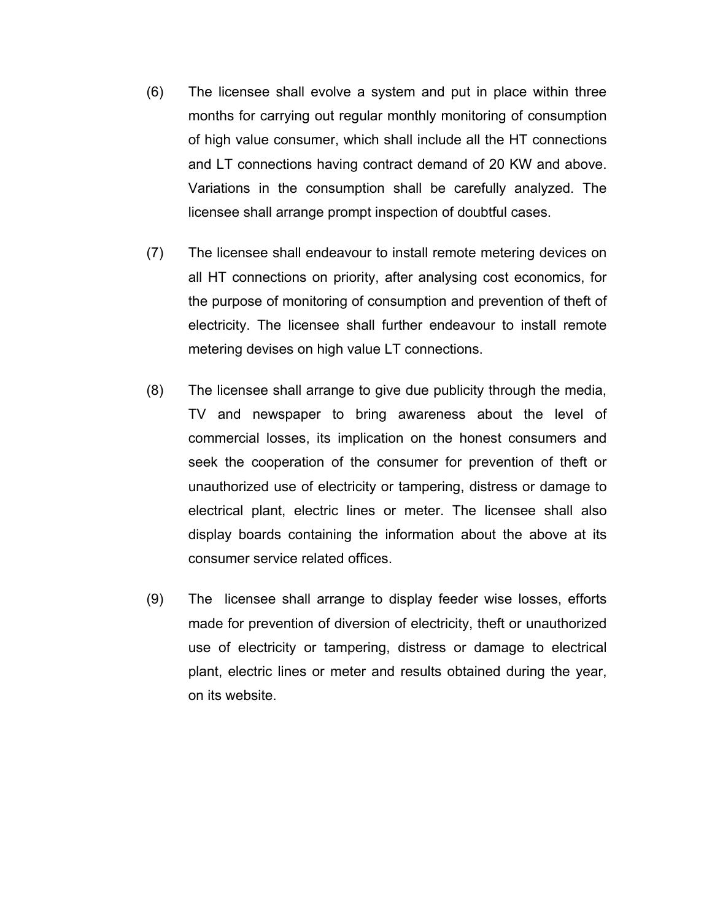(6) The licensee shall evolve a system and put in place within three months for carrying out regular monthly monitoring of consumption of high value consumer, which shall include all the HT connections and LT connections having contract demand of 20 KW and above. Variations in the consumption shall be carefully analyzed. The licensee shall arrange prompt inspection of doubtful cases.

(7) The licensee shall endeavour to install remote metering devices on all HT connections on priority, after analysing cost economics, for the purpose of monitoring of consumption and prevention of theft of electricity. The licensee shall further endeavour to install remote metering devises on high value LT connections.

(8) The licensee shall arrange to give due publicity through the media, TV and newspaper to bring awareness about the level of commercial losses, its implication on the honest consumers and seek the cooperation of the consumer for prevention of theft or unauthorized use of electricity or tampering, distress or damage to electrical plant, electric lines or meter. The licensee shall also display boards containing the information about the above at its consumer service related offices.

(9) The licensee shall arrange to display feeder wise losses, efforts made for prevention of diversion of electricity, theft or unauthorized use of electricity or tampering, distress or damage to electrical plant, electric lines or meter and results obtained during the year, on its website.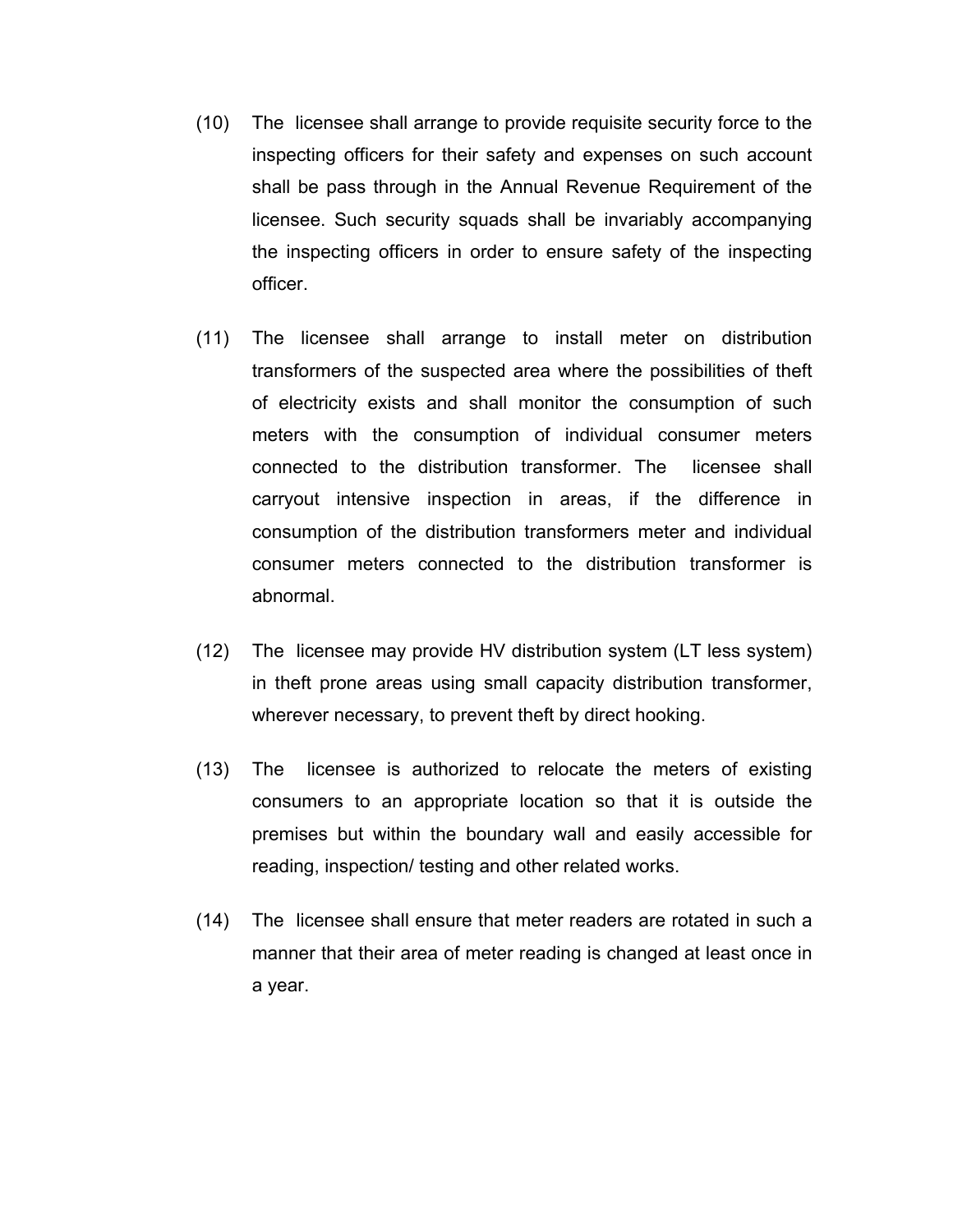(10) The licensee shall arrange to provide requisite security force to the inspecting officers for their safety and expenses on such account shall be pass through in the Annual Revenue Requirement of the licensee. Such security squads shall be invariably accompanying the inspecting officers in order to ensure safety of the inspecting officer.

(11) The licensee shall arrange to install meter on distribution transformers of the suspected area where the possibilities of theft of electricity exists and shall monitor the consumption of such meters with the consumption of individual consumer meters connected to the distribution transformer. The licensee shall carryout intensive inspection in areas, if the difference in consumption of the distribution transformers meter and individual consumer meters connected to the distribution transformer is abnormal.

(12) The licensee may provide HV distribution system (LT less system) in theft prone areas using small capacity distribution transformer, wherever necessary, to prevent theft by direct hooking.

(13) The licensee is authorized to relocate the meters of existing consumers to an appropriate location so that it is outside the premises but within the boundary wall and easily accessible for reading, inspection/ testing and other related works.

(14) The licensee shall ensure that meter readers are rotated in such a manner that their area of meter reading is changed at least once in a year.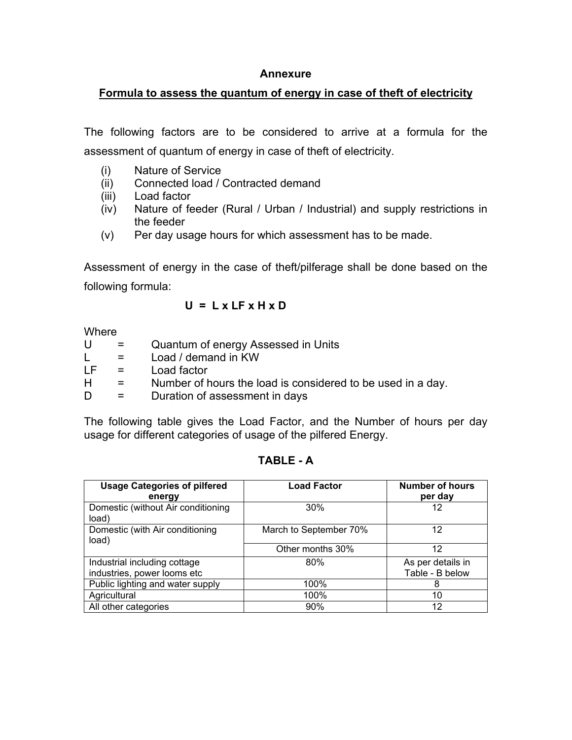# Annexure

## Formula to assess the quantum of energy in case of theft of electricity

The following factors are to be considered to arrive at a formula for the assessment of quantum of energy in case of theft of electricity.

(i) Nature of Service
(ii) Connected load / Contracted demand
(iii) Load factor
(iv) Nature of feeder (Rural / Urban / Industrial) and supply restrictions in the feeder
(v) Per day usage hours for which assessment has to be made.

Assessment of energy in the case of theft/pilferage shall be done based on the following formula:

$$U = L \times LF \times H \times D$$

Where

U = Quantum of energy Assessed in Units
L = Load / demand in KW
LF = Load factor
H = Number of hours the load is considered to be used in a day.
D = Duration of assessment in days

The following table gives the Load Factor, and the Number of hours per day usage for different categories of usage of the pilfered Energy.

### TABLE - A

| Usage Categories of pilfered energy | Load Factor | Number of hours per day |
|---|---|---|
| Domestic (without Air conditioning load) | 30% | 12 |
| Domestic (with Air conditioning load) | March to September 70% | 12 |
| | Other months 30% | 12 |
| Industrial including cottage industries, power looms etc | 80% | As per details in Table - B below |
| Public lighting and water supply | 100% | 8 |
| Agricultural | 100% | 10 |
| All other categories | 90% | 12 |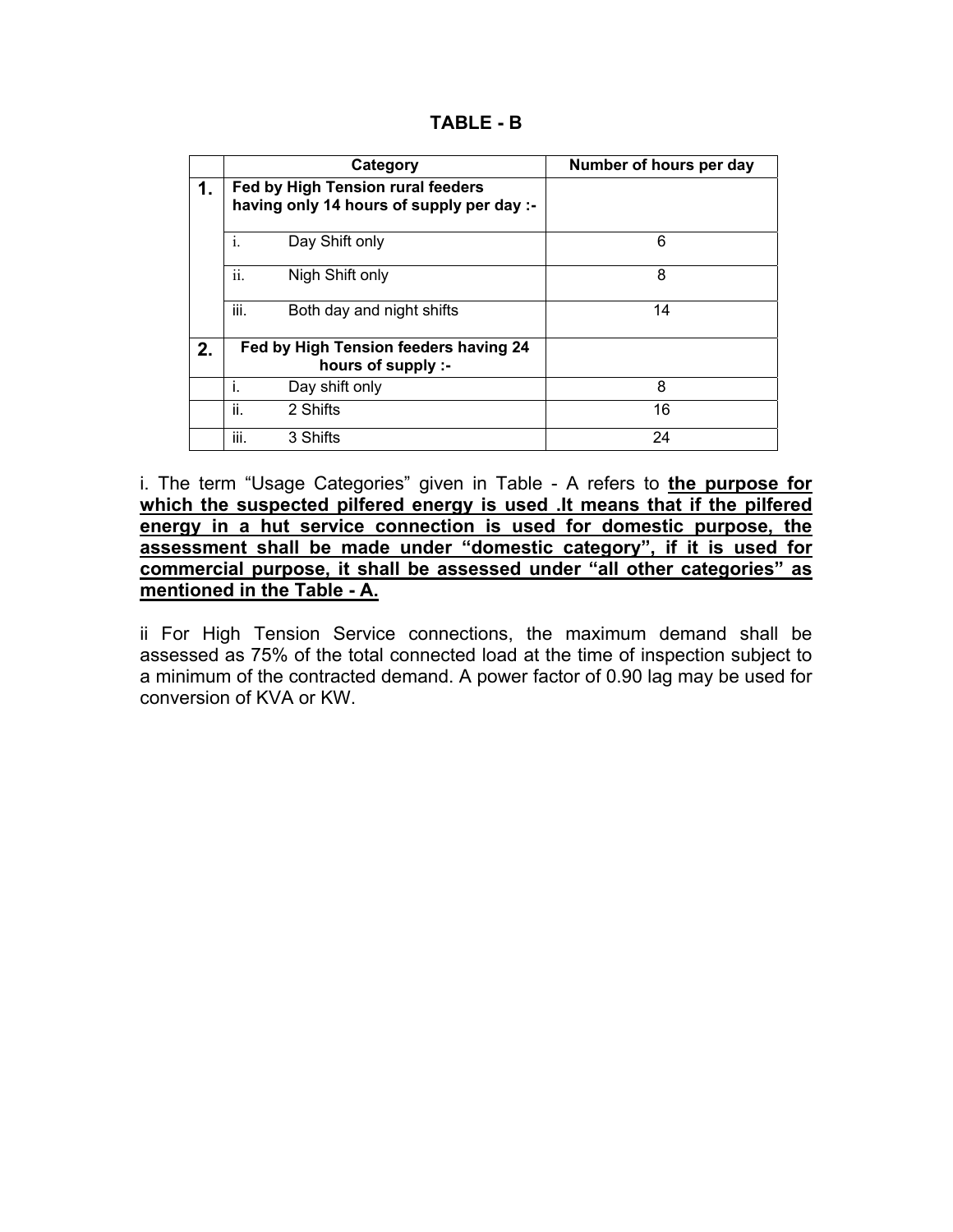## TABLE - B

| | Category | Number of hours per day |
|---|---|---|
| **1.** | **Fed by High Tension rural feeders having only 14 hours of supply per day :-** | |
| | i. Day Shift only | 6 |
| | ii. Nigh Shift only | 8 |
| | iii. Both day and night shifts | 14 |
| **2.** | **Fed by High Tension feeders having 24 hours of supply :-** | |
| | i. Day shift only | 8 |
| | ii. 2 Shifts | 16 |
| | iii. 3 Shifts | 24 |

i. The term "Usage Categories" given in Table - A refers to **the purpose for which the suspected pilfered energy is used .It means that if the pilfered energy in a hut service connection is used for domestic purpose, the assessment shall be made under "domestic category", if it is used for commercial purpose, it shall be assessed under "all other categories" as mentioned in the Table - A.**

ii For High Tension Service connections, the maximum demand shall be assessed as 75% of the total connected load at the time of inspection subject to a minimum of the contracted demand. A power factor of 0.90 lag may be used for conversion of KVA or KW.